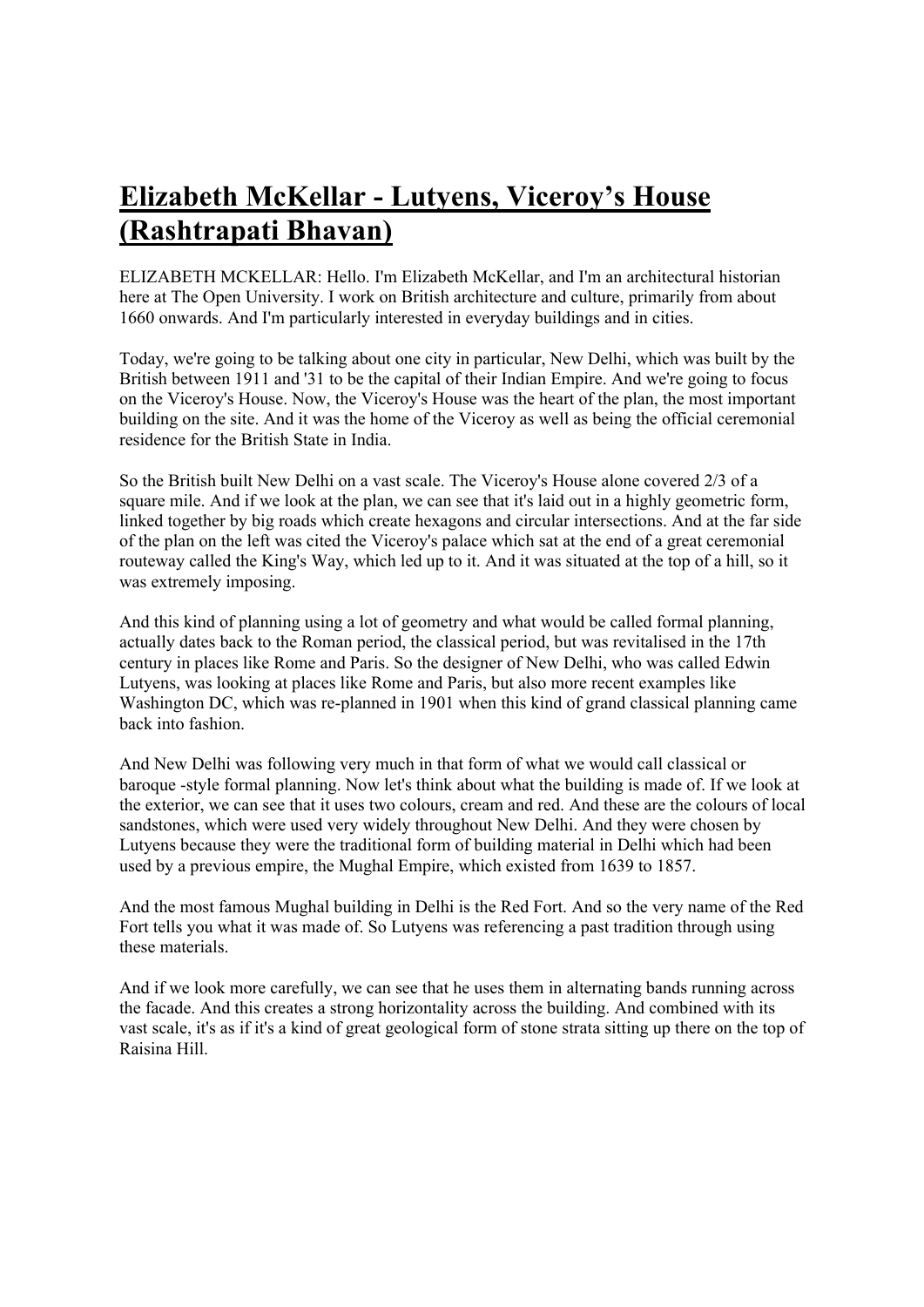# Elizabeth McKellar - Lutyens, Viceroy's House (Rashtrapati Bhavan)

ELIZABETH MCKELLAR: Hello. I'm Elizabeth McKellar, and I'm an architectural historian here at The Open University. I work on British architecture and culture, primarily from about 1660 onwards. And I'm particularly interested in everyday buildings and in cities.

Today, we're going to be talking about one city in particular, New Delhi, which was built by the British between 1911 and '31 to be the capital of their Indian Empire. And we're going to focus on the Viceroy's House. Now, the Viceroy's House was the heart of the plan, the most important building on the site. And it was the home of the Viceroy as well as being the official ceremonial residence for the British State in India.

So the British built New Delhi on a vast scale. The Viceroy's House alone covered 2/3 of a square mile. And if we look at the plan, we can see that it's laid out in a highly geometric form, linked together by big roads which create hexagons and circular intersections. And at the far side of the plan on the left was cited the Viceroy's palace which sat at the end of a great ceremonial routeway called the King's Way, which led up to it. And it was situated at the top of a hill, so it was extremely imposing.

And this kind of planning using a lot of geometry and what would be called formal planning, actually dates back to the Roman period, the classical period, but was revitalised in the 17th century in places like Rome and Paris. So the designer of New Delhi, who was called Edwin Lutyens, was looking at places like Rome and Paris, but also more recent examples like Washington DC, which was re-planned in 1901 when this kind of grand classical planning came back into fashion.

And New Delhi was following very much in that form of what we would call classical or baroque -style formal planning. Now let's think about what the building is made of. If we look at the exterior, we can see that it uses two colours, cream and red. And these are the colours of local sandstones, which were used very widely throughout New Delhi. And they were chosen by Lutyens because they were the traditional form of building material in Delhi which had been used by a previous empire, the Mughal Empire, which existed from 1639 to 1857.

And the most famous Mughal building in Delhi is the Red Fort. And so the very name of the Red Fort tells you what it was made of. So Lutyens was referencing a past tradition through using these materials.

And if we look more carefully, we can see that he uses them in alternating bands running across the facade. And this creates a strong horizontality across the building. And combined with its vast scale, it's as if it's a kind of great geological form of stone strata sitting up there on the top of Raisina Hill.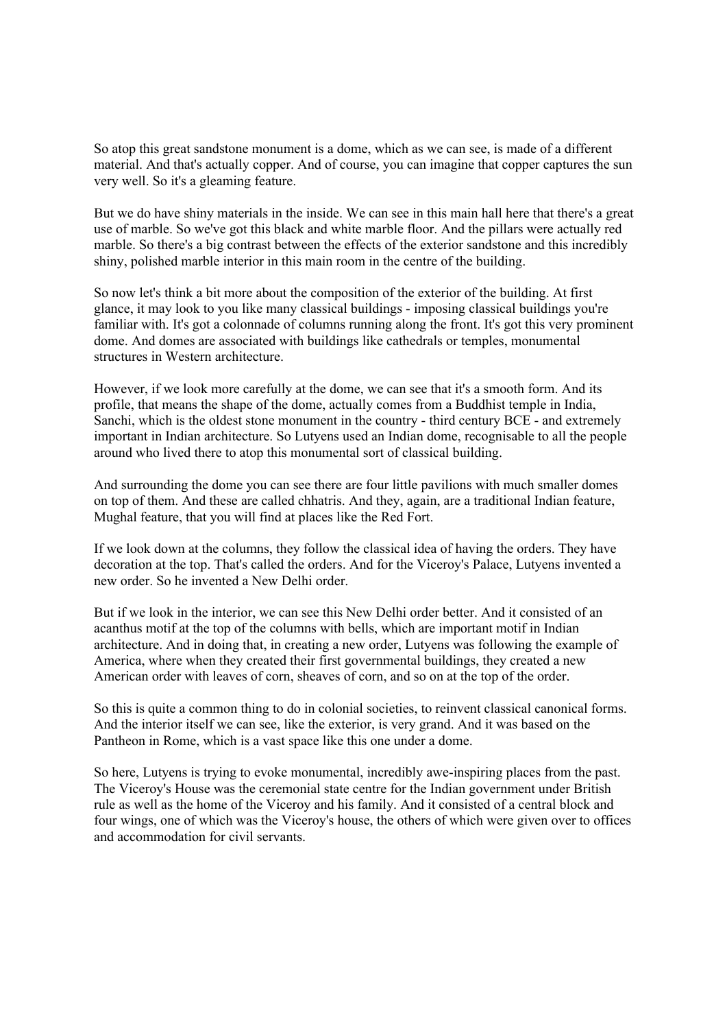So atop this great sandstone monument is a dome, which as we can see, is made of a different material. And that's actually copper. And of course, you can imagine that copper captures the sun very well. So it's a gleaming feature.

But we do have shiny materials in the inside. We can see in this main hall here that there's a great use of marble. So we've got this black and white marble floor. And the pillars were actually red marble. So there's a big contrast between the effects of the exterior sandstone and this incredibly shiny, polished marble interior in this main room in the centre of the building.

So now let's think a bit more about the composition of the exterior of the building. At first glance, it may look to you like many classical buildings - imposing classical buildings you're familiar with. It's got a colonnade of columns running along the front. It's got this very prominent dome. And domes are associated with buildings like cathedrals or temples, monumental structures in Western architecture.

However, if we look more carefully at the dome, we can see that it's a smooth form. And its profile, that means the shape of the dome, actually comes from a Buddhist temple in India, Sanchi, which is the oldest stone monument in the country - third century BCE - and extremely important in Indian architecture. So Lutyens used an Indian dome, recognisable to all the people around who lived there to atop this monumental sort of classical building.

And surrounding the dome you can see there are four little pavilions with much smaller domes on top of them. And these are called chhatris. And they, again, are a traditional Indian feature, Mughal feature, that you will find at places like the Red Fort.

If we look down at the columns, they follow the classical idea of having the orders. They have decoration at the top. That's called the orders. And for the Viceroy's Palace, Lutyens invented a new order. So he invented a New Delhi order.

But if we look in the interior, we can see this New Delhi order better. And it consisted of an acanthus motif at the top of the columns with bells, which are important motif in Indian architecture. And in doing that, in creating a new order, Lutyens was following the example of America, where when they created their first governmental buildings, they created a new American order with leaves of corn, sheaves of corn, and so on at the top of the order.

So this is quite a common thing to do in colonial societies, to reinvent classical canonical forms. And the interior itself we can see, like the exterior, is very grand. And it was based on the Pantheon in Rome, which is a vast space like this one under a dome.

So here, Lutyens is trying to evoke monumental, incredibly awe-inspiring places from the past. The Viceroy's House was the ceremonial state centre for the Indian government under British rule as well as the home of the Viceroy and his family. And it consisted of a central block and four wings, one of which was the Viceroy's house, the others of which were given over to offices and accommodation for civil servants.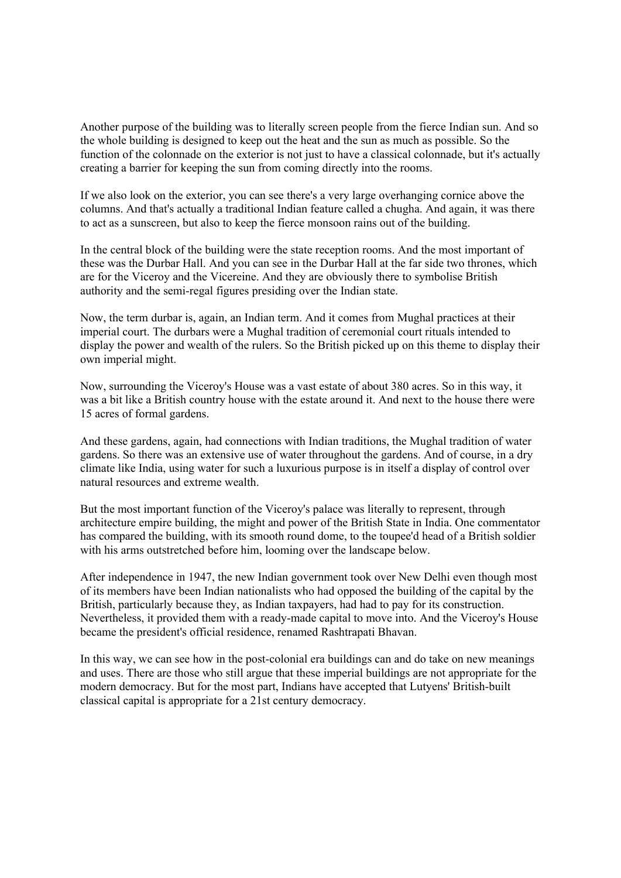Another purpose of the building was to literally screen people from the fierce Indian sun. And so the whole building is designed to keep out the heat and the sun as much as possible. So the function of the colonnade on the exterior is not just to have a classical colonnade, but it's actually creating a barrier for keeping the sun from coming directly into the rooms.

If we also look on the exterior, you can see there's a very large overhanging cornice above the columns. And that's actually a traditional Indian feature called a chugha. And again, it was there to act as a sunscreen, but also to keep the fierce monsoon rains out of the building.

In the central block of the building were the state reception rooms. And the most important of these was the Durbar Hall. And you can see in the Durbar Hall at the far side two thrones, which are for the Viceroy and the Vicereine. And they are obviously there to symbolise British authority and the semi-regal figures presiding over the Indian state.

Now, the term durbar is, again, an Indian term. And it comes from Mughal practices at their imperial court. The durbars were a Mughal tradition of ceremonial court rituals intended to display the power and wealth of the rulers. So the British picked up on this theme to display their own imperial might.

Now, surrounding the Viceroy's House was a vast estate of about 380 acres. So in this way, it was a bit like a British country house with the estate around it. And next to the house there were 15 acres of formal gardens.

And these gardens, again, had connections with Indian traditions, the Mughal tradition of water gardens. So there was an extensive use of water throughout the gardens. And of course, in a dry climate like India, using water for such a luxurious purpose is in itself a display of control over natural resources and extreme wealth.

But the most important function of the Viceroy's palace was literally to represent, through architecture empire building, the might and power of the British State in India. One commentator has compared the building, with its smooth round dome, to the toupee'd head of a British soldier with his arms outstretched before him, looming over the landscape below.

After independence in 1947, the new Indian government took over New Delhi even though most of its members have been Indian nationalists who had opposed the building of the capital by the British, particularly because they, as Indian taxpayers, had had to pay for its construction. Nevertheless, it provided them with a ready-made capital to move into. And the Viceroy's House became the president's official residence, renamed Rashtrapati Bhavan.

In this way, we can see how in the post-colonial era buildings can and do take on new meanings and uses. There are those who still argue that these imperial buildings are not appropriate for the modern democracy. But for the most part, Indians have accepted that Lutyens' British-built classical capital is appropriate for a 21st century democracy.